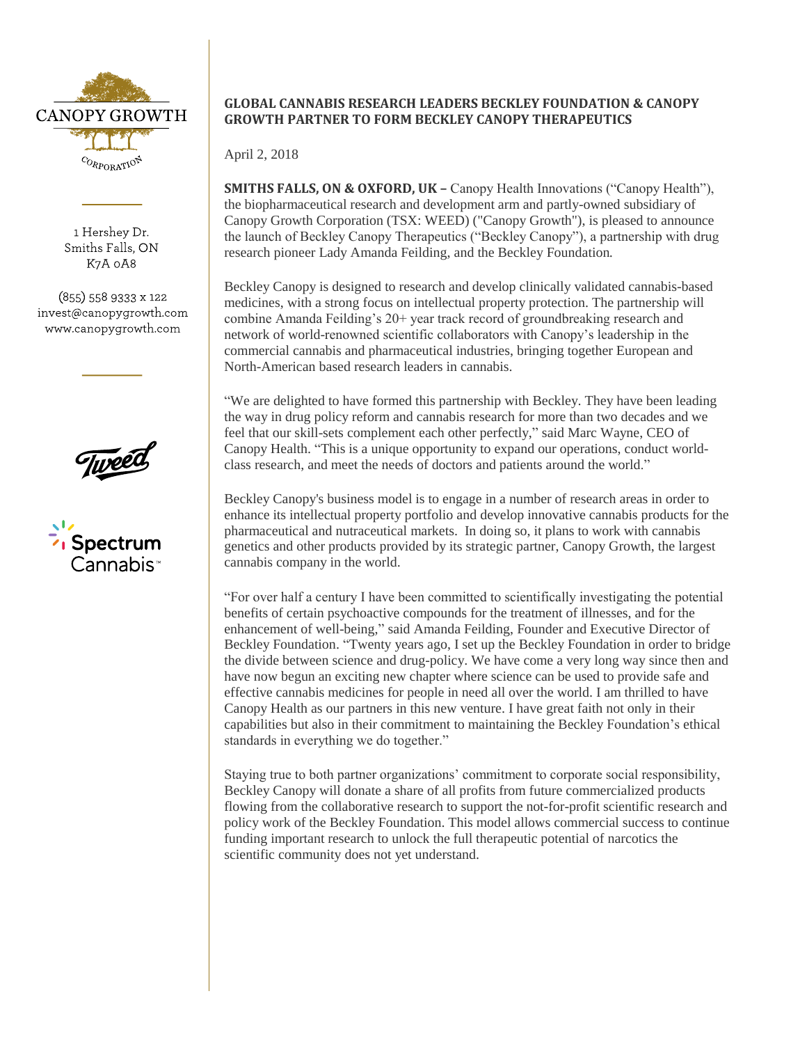CANOPY GROWTH CORPORATION

1 Hershey Dr.
Smiths Falls, ON
K7A 0A8

(855) 558 9333 x 122
invest@canopygrowth.com
www.canopygrowth.com

# GLOBAL CANNABIS RESEARCH LEADERS BECKLEY FOUNDATION & CANOPY GROWTH PARTNER TO FORM BECKLEY CANOPY THERAPEUTICS

April 2, 2018

**SMITHS FALLS, ON & OXFORD, UK –** Canopy Health Innovations ("Canopy Health"), the biopharmaceutical research and development arm and partly-owned subsidiary of Canopy Growth Corporation (TSX: WEED) ("Canopy Growth"), is pleased to announce the launch of Beckley Canopy Therapeutics ("Beckley Canopy"), a partnership with drug research pioneer Lady Amanda Feilding, and the Beckley Foundation.

Beckley Canopy is designed to research and develop clinically validated cannabis-based medicines, with a strong focus on intellectual property protection. The partnership will combine Amanda Feilding's 20+ year track record of groundbreaking research and network of world-renowned scientific collaborators with Canopy's leadership in the commercial cannabis and pharmaceutical industries, bringing together European and North-American based research leaders in cannabis.

"We are delighted to have formed this partnership with Beckley. They have been leading the way in drug policy reform and cannabis research for more than two decades and we feel that our skill-sets complement each other perfectly," said Marc Wayne, CEO of Canopy Health. "This is a unique opportunity to expand our operations, conduct world-class research, and meet the needs of doctors and patients around the world."

Beckley Canopy's business model is to engage in a number of research areas in order to enhance its intellectual property portfolio and develop innovative cannabis products for the pharmaceutical and nutraceutical markets. In doing so, it plans to work with cannabis genetics and other products provided by its strategic partner, Canopy Growth, the largest cannabis company in the world.

"For over half a century I have been committed to scientifically investigating the potential benefits of certain psychoactive compounds for the treatment of illnesses, and for the enhancement of well-being," said Amanda Feilding, Founder and Executive Director of Beckley Foundation. "Twenty years ago, I set up the Beckley Foundation in order to bridge the divide between science and drug-policy. We have come a very long way since then and have now begun an exciting new chapter where science can be used to provide safe and effective cannabis medicines for people in need all over the world. I am thrilled to have Canopy Health as our partners in this new venture. I have great faith not only in their capabilities but also in their commitment to maintaining the Beckley Foundation's ethical standards in everything we do together."

Staying true to both partner organizations' commitment to corporate social responsibility, Beckley Canopy will donate a share of all profits from future commercialized products flowing from the collaborative research to support the not-for-profit scientific research and policy work of the Beckley Foundation. This model allows commercial success to continue funding important research to unlock the full therapeutic potential of narcotics the scientific community does not yet understand.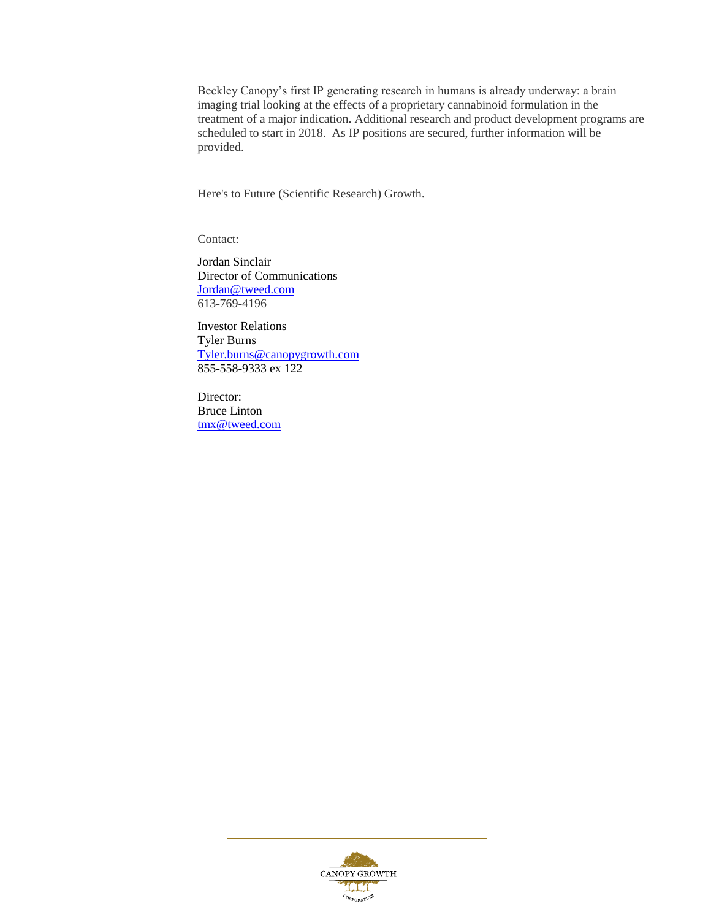Beckley Canopy's first IP generating research in humans is already underway: a brain imaging trial looking at the effects of a proprietary cannabinoid formulation in the treatment of a major indication. Additional research and product development programs are scheduled to start in 2018. As IP positions are secured, further information will be provided.

Here's to Future (Scientific Research) Growth.

Contact:

Jordan Sinclair
Director of Communications
Jordan@tweed.com
613-769-4196

Investor Relations
Tyler Burns
Tyler.burns@canopygrowth.com
855-558-9333 ex 122

Director:
Bruce Linton
tmx@tweed.com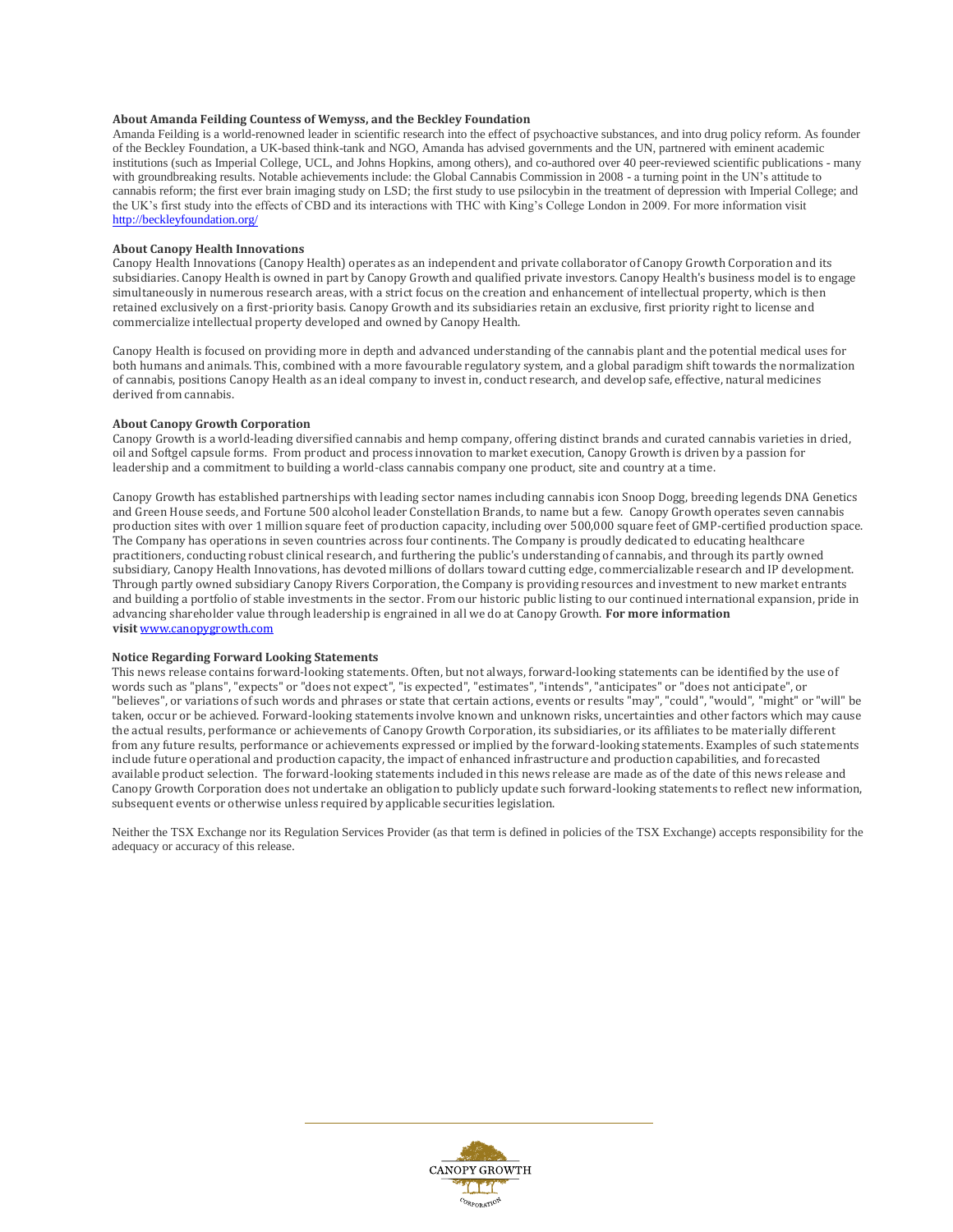**About Amanda Feilding Countess of Wemyss, and the Beckley Foundation**

Amanda Feilding is a world-renowned leader in scientific research into the effect of psychoactive substances, and into drug policy reform. As founder of the Beckley Foundation, a UK-based think-tank and NGO, Amanda has advised governments and the UN, partnered with eminent academic institutions (such as Imperial College, UCL, and Johns Hopkins, among others), and co-authored over 40 peer-reviewed scientific publications - many with groundbreaking results. Notable achievements include: the Global Cannabis Commission in 2008 - a turning point in the UN's attitude to cannabis reform; the first ever brain imaging study on LSD; the first study to use psilocybin in the treatment of depression with Imperial College; and the UK's first study into the effects of CBD and its interactions with THC with King's College London in 2009. For more information visit http://beckleyfoundation.org/

**About Canopy Health Innovations**

Canopy Health Innovations (Canopy Health) operates as an independent and private collaborator of Canopy Growth Corporation and its subsidiaries. Canopy Health is owned in part by Canopy Growth and qualified private investors. Canopy Health's business model is to engage simultaneously in numerous research areas, with a strict focus on the creation and enhancement of intellectual property, which is then retained exclusively on a first-priority basis. Canopy Growth and its subsidiaries retain an exclusive, first priority right to license and commercialize intellectual property developed and owned by Canopy Health.

Canopy Health is focused on providing more in depth and advanced understanding of the cannabis plant and the potential medical uses for both humans and animals. This, combined with a more favourable regulatory system, and a global paradigm shift towards the normalization of cannabis, positions Canopy Health as an ideal company to invest in, conduct research, and develop safe, effective, natural medicines derived from cannabis.

**About Canopy Growth Corporation**

Canopy Growth is a world-leading diversified cannabis and hemp company, offering distinct brands and curated cannabis varieties in dried, oil and Softgel capsule forms. From product and process innovation to market execution, Canopy Growth is driven by a passion for leadership and a commitment to building a world-class cannabis company one product, site and country at a time.

Canopy Growth has established partnerships with leading sector names including cannabis icon Snoop Dogg, breeding legends DNA Genetics and Green House seeds, and Fortune 500 alcohol leader Constellation Brands, to name but a few. Canopy Growth operates seven cannabis production sites with over 1 million square feet of production capacity, including over 500,000 square feet of GMP-certified production space. The Company has operations in seven countries across four continents. The Company is proudly dedicated to educating healthcare practitioners, conducting robust clinical research, and furthering the public's understanding of cannabis, and through its partly owned subsidiary, Canopy Health Innovations, has devoted millions of dollars toward cutting edge, commercializable research and IP development. Through partly owned subsidiary Canopy Rivers Corporation, the Company is providing resources and investment to new market entrants and building a portfolio of stable investments in the sector. From our historic public listing to our continued international expansion, pride in advancing shareholder value through leadership is engrained in all we do at Canopy Growth. **For more information visit** www.canopygrowth.com

**Notice Regarding Forward Looking Statements**

This news release contains forward-looking statements. Often, but not always, forward-looking statements can be identified by the use of words such as "plans", "expects" or "does not expect", "is expected", "estimates", "intends", "anticipates" or "does not anticipate", or "believes", or variations of such words and phrases or state that certain actions, events or results "may", "could", "would", "might" or "will" be taken, occur or be achieved. Forward-looking statements involve known and unknown risks, uncertainties and other factors which may cause the actual results, performance or achievements of Canopy Growth Corporation, its subsidiaries, or its affiliates to be materially different from any future results, performance or achievements expressed or implied by the forward-looking statements. Examples of such statements include future operational and production capacity, the impact of enhanced infrastructure and production capabilities, and forecasted available product selection. The forward-looking statements included in this news release are made as of the date of this news release and Canopy Growth Corporation does not undertake an obligation to publicly update such forward-looking statements to reflect new information, subsequent events or otherwise unless required by applicable securities legislation.

Neither the TSX Exchange nor its Regulation Services Provider (as that term is defined in policies of the TSX Exchange) accepts responsibility for the adequacy or accuracy of this release.